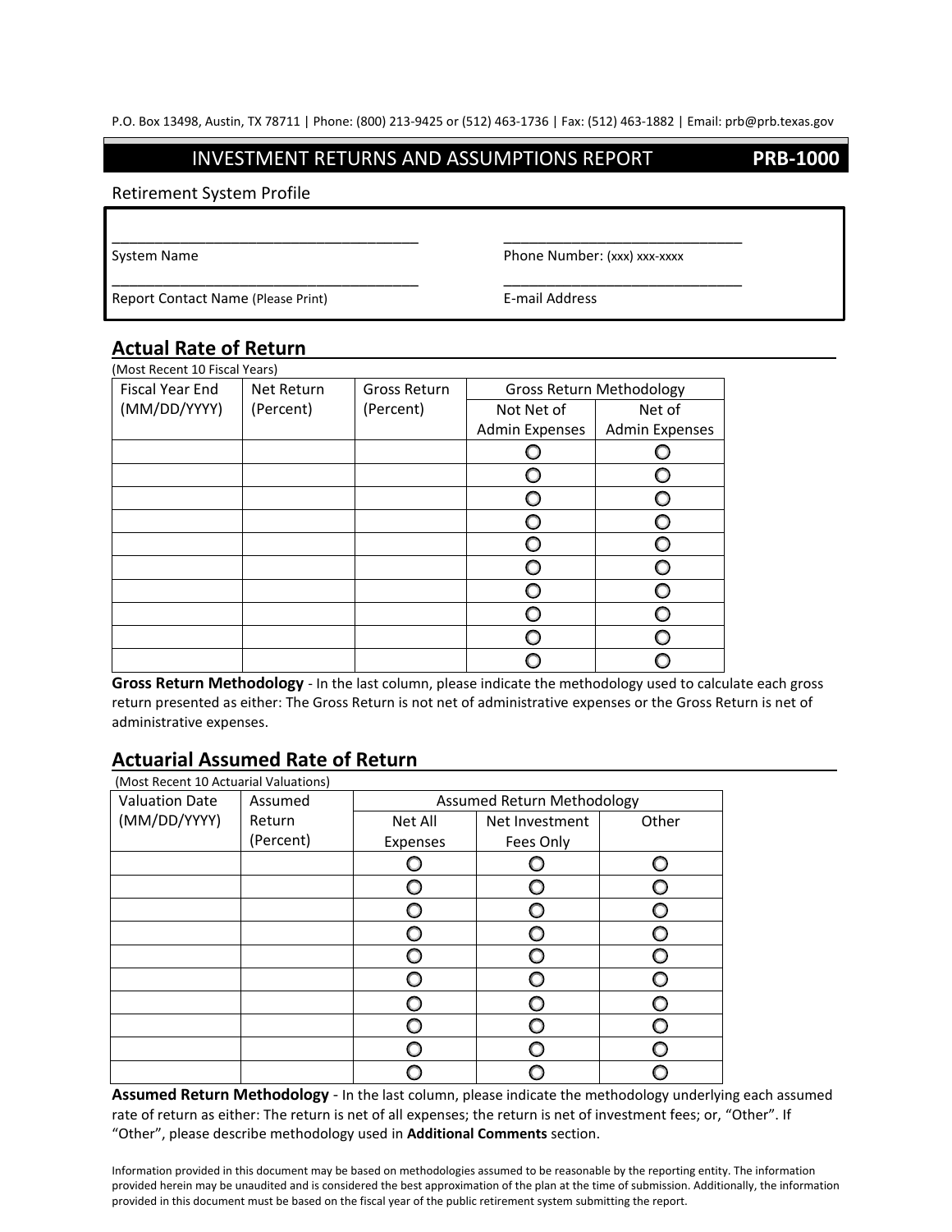P.O. Box 13498, Austin, TX 78711 | Phone: (800) 213-9425 or (512) 463-1736 | Fax: (512) 463-1882 | Email: prb@prb.texas.gov

# INVESTMENT RETURNS AND ASSUMPTIONS REPORT — PRB-1000

Retirement System Profile

_______________________________________ System Name

_______________________________ Phone Number: (xxx) xxx-xxxx

_______________________________________ Report Contact Name (Please Print)

_______________________________ E-mail Address

## Actual Rate of Return

(Most Recent 10 Fiscal Years)

| Fiscal Year End (MM/DD/YYYY) | Net Return (Percent) | Gross Return (Percent) | Gross Return Methodology | |
|---|---|---|---|---|
| | | | Not Net of Admin Expenses | Net of Admin Expenses |
| | | | ○ | ○ |
| | | | ○ | ○ |
| | | | ○ | ○ |
| | | | ○ | ○ |
| | | | ○ | ○ |
| | | | ○ | ○ |
| | | | ○ | ○ |
| | | | ○ | ○ |
| | | | ○ | ○ |
| | | | ○ | ○ |

**Gross Return Methodology** - In the last column, please indicate the methodology used to calculate each gross return presented as either: The Gross Return is not net of administrative expenses or the Gross Return is net of administrative expenses.

## Actuarial Assumed Rate of Return

(Most Recent 10 Actuarial Valuations)

| Valuation Date (MM/DD/YYYY) | Assumed Return (Percent) | Assumed Return Methodology | | |
|---|---|---|---|---|
| | | Net All Expenses | Net Investment Fees Only | Other |
| | | ○ | ○ | ○ |
| | | ○ | ○ | ○ |
| | | ○ | ○ | ○ |
| | | ○ | ○ | ○ |
| | | ○ | ○ | ○ |
| | | ○ | ○ | ○ |
| | | ○ | ○ | ○ |
| | | ○ | ○ | ○ |
| | | ○ | ○ | ○ |
| | | ○ | ○ | ○ |

**Assumed Return Methodology** - In the last column, please indicate the methodology underlying each assumed rate of return as either: The return is net of all expenses; the return is net of investment fees; or, "Other". If "Other", please describe methodology used in **Additional Comments** section.

Information provided in this document may be based on methodologies assumed to be reasonable by the reporting entity. The information provided herein may be unaudited and is considered the best approximation of the plan at the time of submission. Additionally, the information provided in this document must be based on the fiscal year of the public retirement system submitting the report.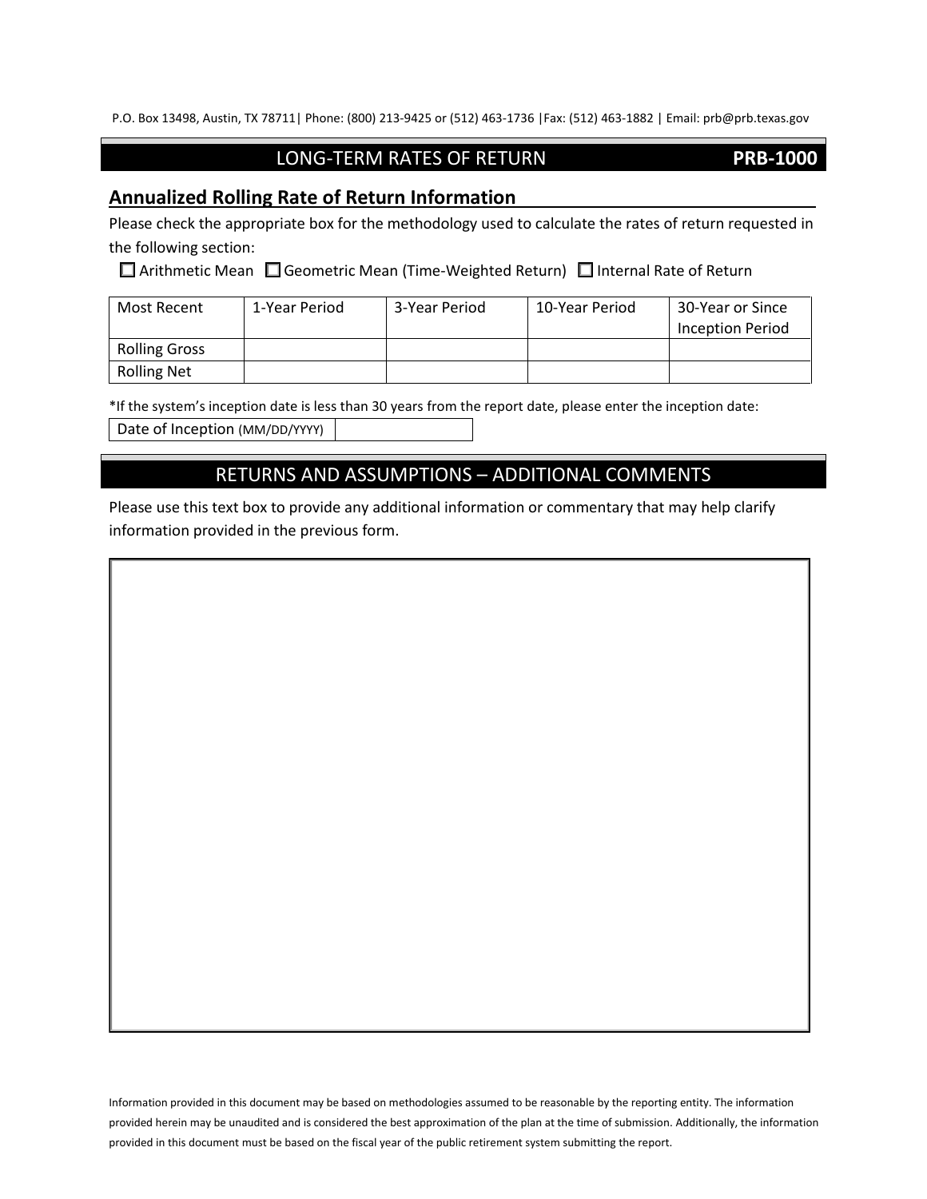P.O. Box 13498, Austin, TX 78711| Phone: (800) 213-9425 or (512) 463-1736 |Fax: (512) 463-1882 | Email: prb@prb.texas.gov

## LONG-TERM RATES OF RETURN **PRB-1000**

### Annualized Rolling Rate of Return Information

Please check the appropriate box for the methodology used to calculate the rates of return requested in the following section:

☐ Arithmetic Mean ☐ Geometric Mean (Time-Weighted Return) ☐ Internal Rate of Return

| Most Recent | 1-Year Period | 3-Year Period | 10-Year Period | 30-Year or Since Inception Period |
|---|---|---|---|---|
| Rolling Gross | | | | |
| Rolling Net | | | | |

*If the system's inception date is less than 30 years from the report date, please enter the inception date:

| Date of Inception (MM/DD/YYYY) | |
|---|---|

## RETURNS AND ASSUMPTIONS – ADDITIONAL COMMENTS

Please use this text box to provide any additional information or commentary that may help clarify information provided in the previous form.

Information provided in this document may be based on methodologies assumed to be reasonable by the reporting entity. The information provided herein may be unaudited and is considered the best approximation of the plan at the time of submission. Additionally, the information provided in this document must be based on the fiscal year of the public retirement system submitting the report.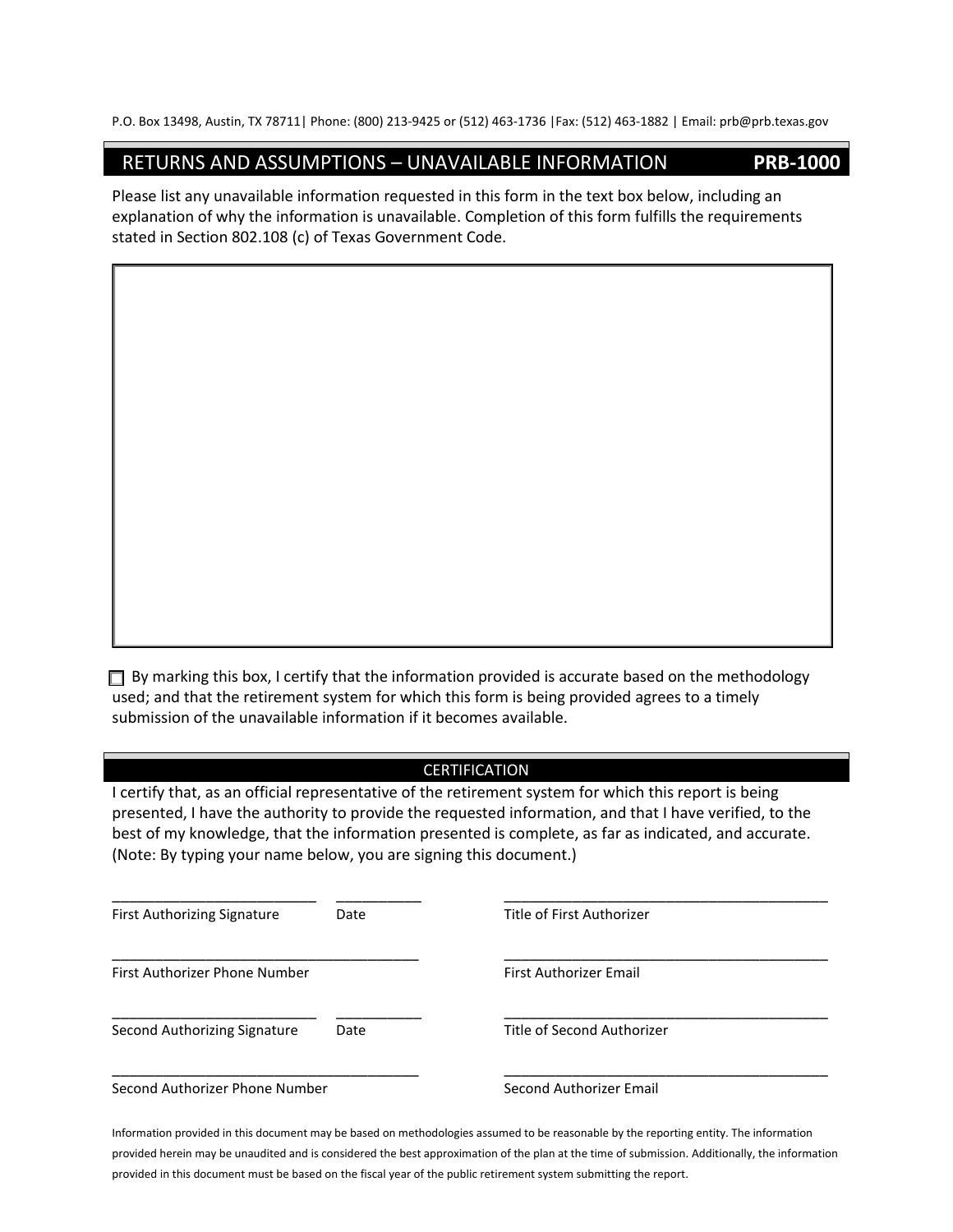P.O. Box 13498, Austin, TX 78711| Phone: (800) 213-9425 or (512) 463-1736 |Fax: (512) 463-1882 | Email: prb@prb.texas.gov

## RETURNS AND ASSUMPTIONS – UNAVAILABLE INFORMATION **PRB-1000**

Please list any unavailable information requested in this form in the text box below, including an explanation of why the information is unavailable. Completion of this form fulfills the requirements stated in Section 802.108 (c) of Texas Government Code.

☐ By marking this box, I certify that the information provided is accurate based on the methodology used; and that the retirement system for which this form is being provided agrees to a timely submission of the unavailable information if it becomes available.

## CERTIFICATION

I certify that, as an official representative of the retirement system for which this report is being presented, I have the authority to provide the requested information, and that I have verified, to the best of my knowledge, that the information presented is complete, as far as indicated, and accurate. (Note: By typing your name below, you are signing this document.)

_________________________ __________ ________________________________________

First Authorizing Signature Date Title of First Authorizer

_____________________________________ ________________________________________

First Authorizer Phone Number First Authorizer Email

_________________________ __________ ________________________________________

Second Authorizing Signature Date Title of Second Authorizer

_____________________________________ ________________________________________

Second Authorizer Phone Number Second Authorizer Email

Information provided in this document may be based on methodologies assumed to be reasonable by the reporting entity. The information provided herein may be unaudited and is considered the best approximation of the plan at the time of submission. Additionally, the information provided in this document must be based on the fiscal year of the public retirement system submitting the report.